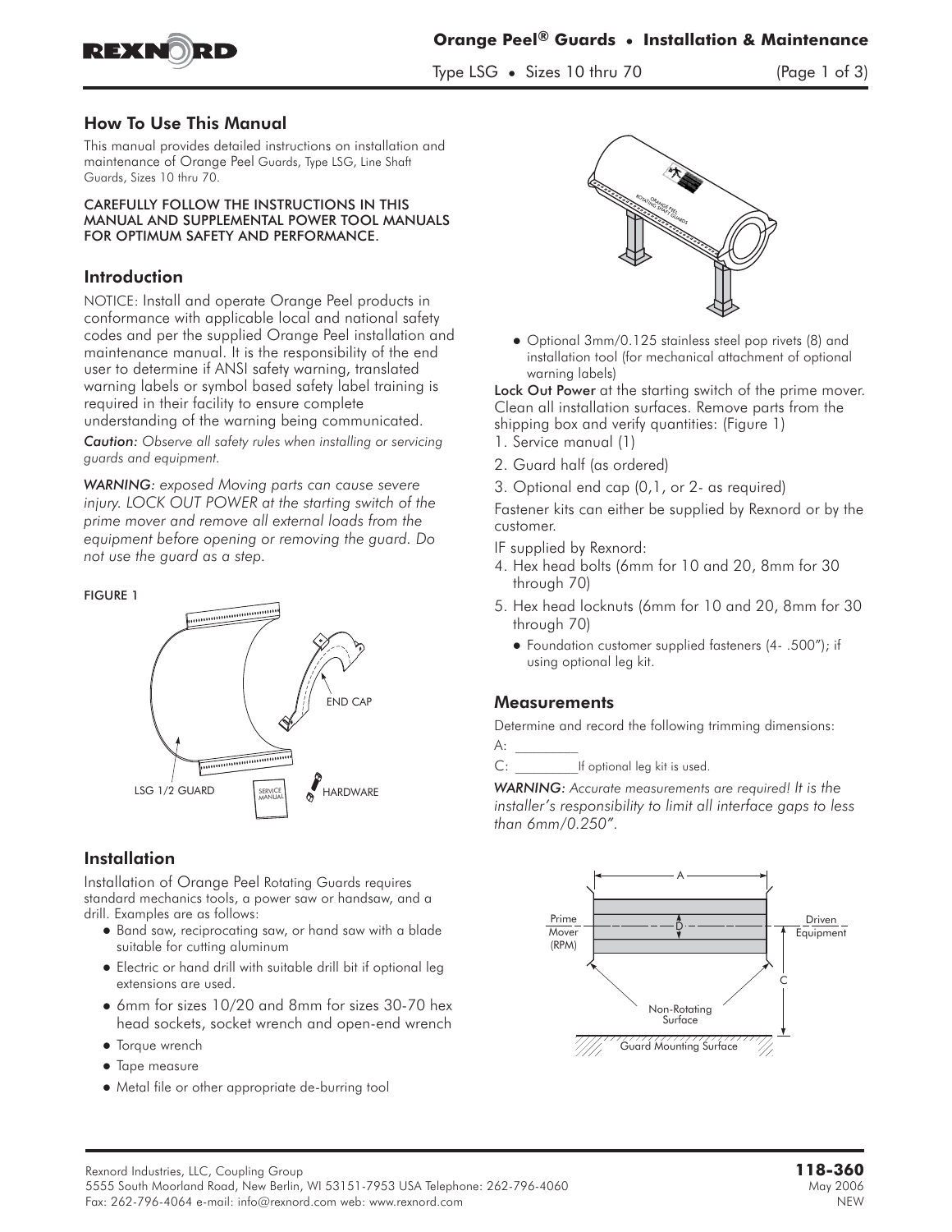## How To Use This Manual

This manual provides detailed instructions on installation and maintenance of Orange Peel Guards, Type LSG, Line Shaft Guards, Sizes 10 thru 70.

CAREFULLY FOLLOW THE INSTRUCTIONS IN THIS MANUAL AND SUPPLEMENTAL POWER TOOL MANUALS FOR OPTIMUM SAFETY AND PERFORMANCE.

## Introduction

NOTICE: Install and operate Orange Peel products in conformance with applicable local and national safety codes and per the supplied Orange Peel installation and maintenance manual. It is the responsibility of the end user to determine if ANSI safety warning, translated warning labels or symbol based safety label training is required in their facility to ensure complete understanding of the warning being communicated.

***Caution:*** *Observe all safety rules when installing or servicing guards and equipment.*

*WARNING: exposed Moving parts can cause severe injury. LOCK OUT POWER at the starting switch of the prime mover and remove all external loads from the equipment before opening or removing the guard. Do not use the guard as a step.*

**FIGURE 1**

END CAP

LSG 1/2 GUARD

SERVICE MANUAL

HARDWARE

## Installation

Installation of Orange Peel Rotating Guards requires standard mechanics tools, a power saw or handsaw, and a drill. Examples are as follows:

- Band saw, reciprocating saw, or hand saw with a blade suitable for cutting aluminum
- Electric or hand drill with suitable drill bit if optional leg extensions are used.
- 6mm for sizes 10/20 and 8mm for sizes 30-70 hex head sockets, socket wrench and open-end wrench
- Torque wrench
- Tape measure
- Metal file or other appropriate de-burring tool
- Optional 3mm/0.125 stainless steel pop rivets (8) and installation tool (for mechanical attachment of optional warning labels)

**Lock Out Power** at the starting switch of the prime mover. Clean all installation surfaces. Remove parts from the shipping box and verify quantities: (Figure 1)

1. Service manual (1)
2. Guard half (as ordered)
3. Optional end cap (0,1, or 2- as required)

Fastener kits can either be supplied by Rexnord or by the customer.

IF supplied by Rexnord:

4. Hex head bolts (6mm for 10 and 20, 8mm for 30 through 70)
5. Hex head locknuts (6mm for 10 and 20, 8mm for 30 through 70)
   - Foundation customer supplied fasteners (4- .500"); if using optional leg kit.

## Measurements

Determine and record the following trimming dimensions:

A: _________

C: _________If optional leg kit is used.

*WARNING: Accurate measurements are required! It is the installer's responsibility to limit all interface gaps to less than 6mm/0.250".*

A

D

Prime Mover (RPM)

Driven Equipment

C

Non-Rotating Surface

Guard Mounting Surface

Rexnord Industries, LLC, Coupling Group
5555 South Moorland Road, New Berlin, WI 53151-7953 USA Telephone: 262-796-4060
Fax: 262-796-4064 e-mail: info@rexnord.com web: www.rexnord.com

**118-360**
May 2006
NEW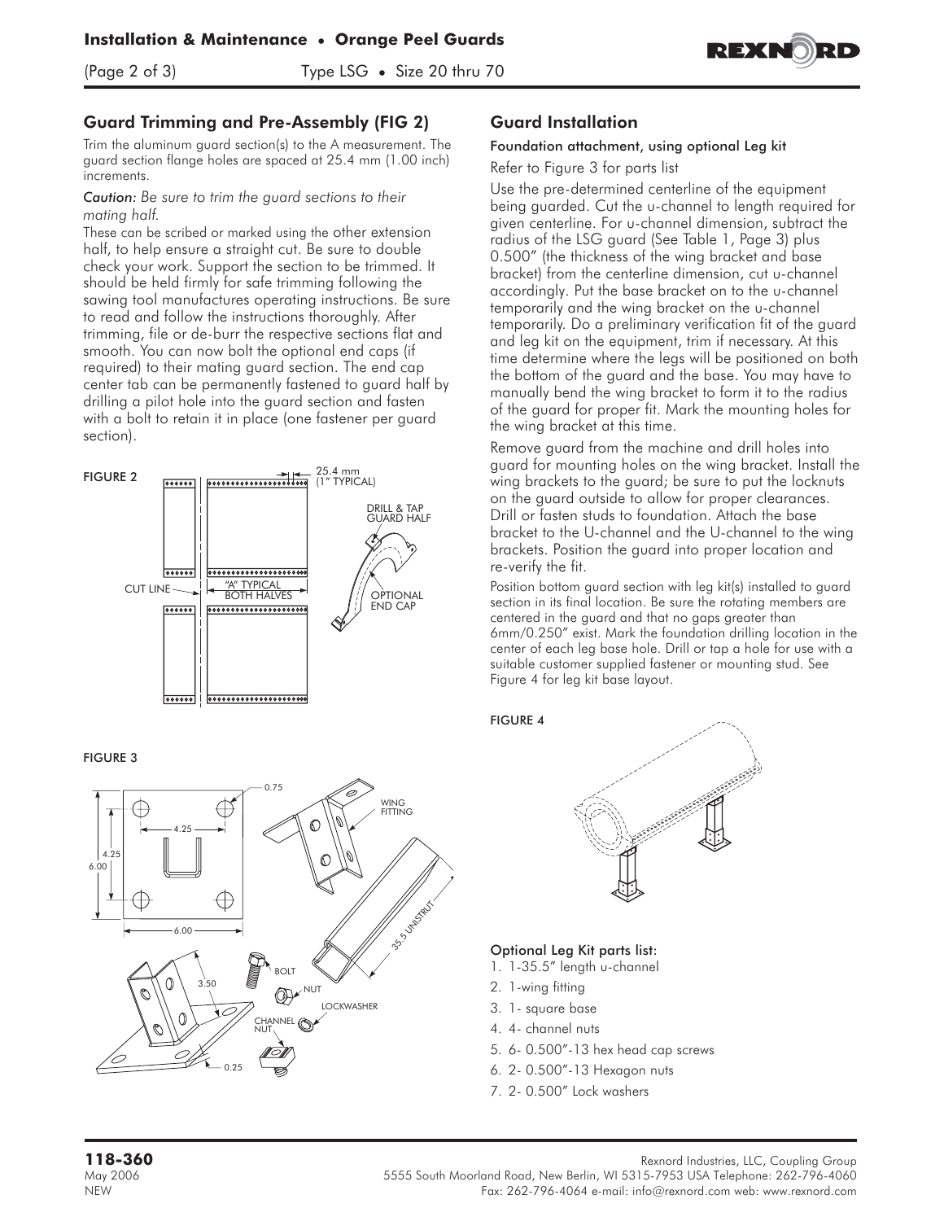## Guard Trimming and Pre-Assembly (FIG 2)

Trim the aluminum guard section(s) to the A measurement. The guard section flange holes are spaced at 25.4 mm (1.00 inch) increments.

*Caution: Be sure to trim the guard sections to their mating half.*

These can be scribed or marked using the other extension half, to help ensure a straight cut. Be sure to double check your work. Support the section to be trimmed. It should be held firmly for safe trimming following the sawing tool manufactures operating instructions. Be sure to read and follow the instructions thoroughly. After trimming, file or de-burr the respective sections flat and smooth. You can now bolt the optional end caps (if required) to their mating guard section. The end cap center tab can be permanently fastened to guard half by drilling a pilot hole into the guard section and fasten with a bolt to retain it in place (one fastener per guard section).

FIGURE 2

25.4 mm (1" TYPICAL)

DRILL & TAP GUARD HALF

CUT LINE

"A" TYPICAL BOTH HALVES

OPTIONAL END CAP

FIGURE 3

0.75

WING FITTING

4.25

4.25

6.00

6.00

35.5 UNISTRUT

3.50

BOLT

NUT

LOCKWASHER

CHANNEL NUT

0.25

## Guard Installation

**Foundation attachment, using optional Leg kit**

Refer to Figure 3 for parts list

Use the pre-determined centerline of the equipment being guarded. Cut the u-channel to length required for given centerline. For u-channel dimension, subtract the radius of the LSG guard (See Table 1, Page 3) plus 0.500" (the thickness of the wing bracket and base bracket) from the centerline dimension, cut u-channel accordingly. Put the base bracket on to the u-channel temporarily and the wing bracket on the u-channel temporarily. Do a preliminary verification fit of the guard and leg kit on the equipment, trim if necessary. At this time determine where the legs will be positioned on both the bottom of the guard and the base. You may have to manually bend the wing bracket to form it to the radius of the guard for proper fit. Mark the mounting holes for the wing bracket at this time.

Remove guard from the machine and drill holes into guard for mounting holes on the wing bracket. Install the wing brackets to the guard; be sure to put the locknuts on the guard outside to allow for proper clearances. Drill or fasten studs to foundation. Attach the base bracket to the U-channel and the U-channel to the wing brackets. Position the guard into proper location and re-verify the fit.

Position bottom guard section with leg kit(s) installed to guard section in its final location. Be sure the rotating members are centered in the guard and that no gaps greater than 6mm/0.250" exist. Mark the foundation drilling location in the center of each leg base hole. Drill or tap a hole for use with a suitable customer supplied fastener or mounting stud. See Figure 4 for leg kit base layout.

FIGURE 4

**Optional Leg Kit parts list:**

1. 1-35.5" length u-channel
2. 1-wing fitting
3. 1- square base
4. 4- channel nuts
5. 6- 0.500"-13 hex head cap screws
6. 2- 0.500"-13 Hexagon nuts
7. 2- 0.500" Lock washers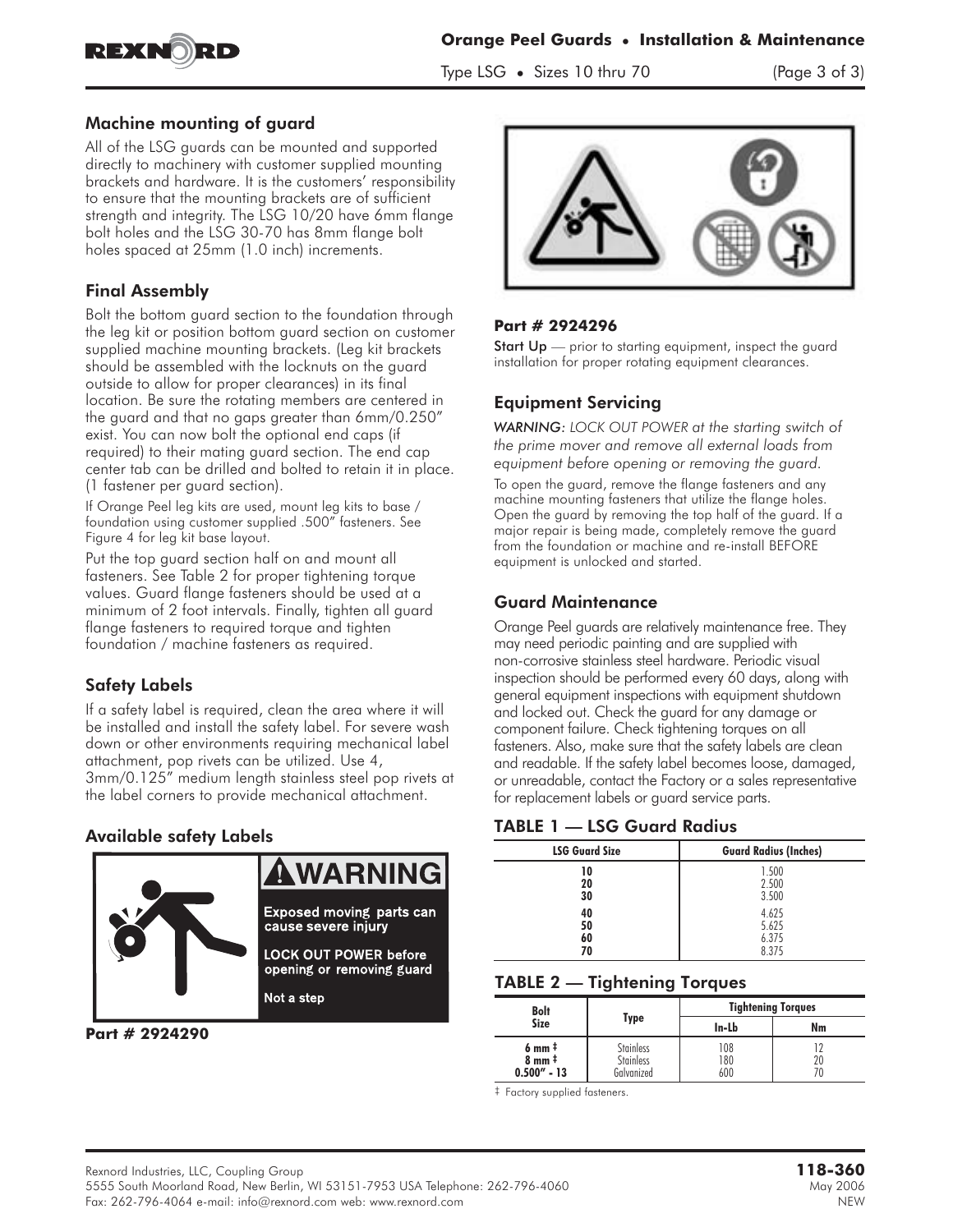## Machine mounting of guard

All of the LSG guards can be mounted and supported directly to machinery with customer supplied mounting brackets and hardware. It is the customers' responsibility to ensure that the mounting brackets are of sufficient strength and integrity. The LSG 10/20 have 6mm flange bolt holes and the LSG 30-70 has 8mm flange bolt holes spaced at 25mm (1.0 inch) increments.

## Final Assembly

Bolt the bottom guard section to the foundation through the leg kit or position bottom guard section on customer supplied machine mounting brackets. (Leg kit brackets should be assembled with the locknuts on the guard outside to allow for proper clearances) in its final location. Be sure the rotating members are centered in the guard and that no gaps greater than 6mm/0.250" exist. You can now bolt the optional end caps (if required) to their mating guard section. The end cap center tab can be drilled and bolted to retain it in place. (1 fastener per guard section).

If Orange Peel leg kits are used, mount leg kits to base / foundation using customer supplied .500" fasteners. See Figure 4 for leg kit base layout.

Put the top guard section half on and mount all fasteners. See Table 2 for proper tightening torque values. Guard flange fasteners should be used at a minimum of 2 foot intervals. Finally, tighten all guard flange fasteners to required torque and tighten foundation / machine fasteners as required.

## Safety Labels

If a safety label is required, clean the area where it will be installed and install the safety label. For severe wash down or other environments requiring mechanical label attachment, pop rivets can be utilized. Use 4, 3mm/0.125" medium length stainless steel pop rivets at the label corners to provide mechanical attachment.

## Available safety Labels

**WARNING**

Exposed moving parts can cause severe injury

LOCK OUT POWER before opening or removing guard

Not a step

**Part # 2924290**

**Part # 2924296**

**Start Up** — prior to starting equipment, inspect the guard installation for proper rotating equipment clearances.

## Equipment Servicing

*WARNING: LOCK OUT POWER at the starting switch of the prime mover and remove all external loads from equipment before opening or removing the guard.*

To open the guard, remove the flange fasteners and any machine mounting fasteners that utilize the flange holes. Open the guard by removing the top half of the guard. If a major repair is being made, completely remove the guard from the foundation or machine and re-install BEFORE equipment is unlocked and started.

## Guard Maintenance

Orange Peel guards are relatively maintenance free. They may need periodic painting and are supplied with non-corrosive stainless steel hardware. Periodic visual inspection should be performed every 60 days, along with general equipment inspections with equipment shutdown and locked out. Check the guard for any damage or component failure. Check tightening torques on all fasteners. Also, make sure that the safety labels are clean and readable. If the safety label becomes loose, damaged, or unreadable, contact the Factory or a sales representative for replacement labels or guard service parts.

## TABLE 1 — LSG Guard Radius

| LSG Guard Size | Guard Radius (Inches) |
|---|---|
| 10 | 1.500 |
| 20 | 2.500 |
| 30 | 3.500 |
| 40 | 4.625 |
| 50 | 5.625 |
| 60 | 6.375 |
| 70 | 8.375 |

## TABLE 2 — Tightening Torques

| Bolt Size | Type | Tightening Torques | |
|---|---|---|---|
| | | In-Lb | Nm |
| 6 mm ‡ | Stainless | 108 | 12 |
| 8 mm ‡ | Stainless | 180 | 20 |
| 0.500" - 13 | Galvanized | 600 | 70 |

‡ Factory supplied fasteners.

Rexnord Industries, LLC, Coupling Group
5555 South Moorland Road, New Berlin, WI 53151-7953 USA Telephone: 262-796-4060
Fax: 262-796-4064 e-mail: info@rexnord.com web: www.rexnord.com

**118-360**
May 2006
NEW